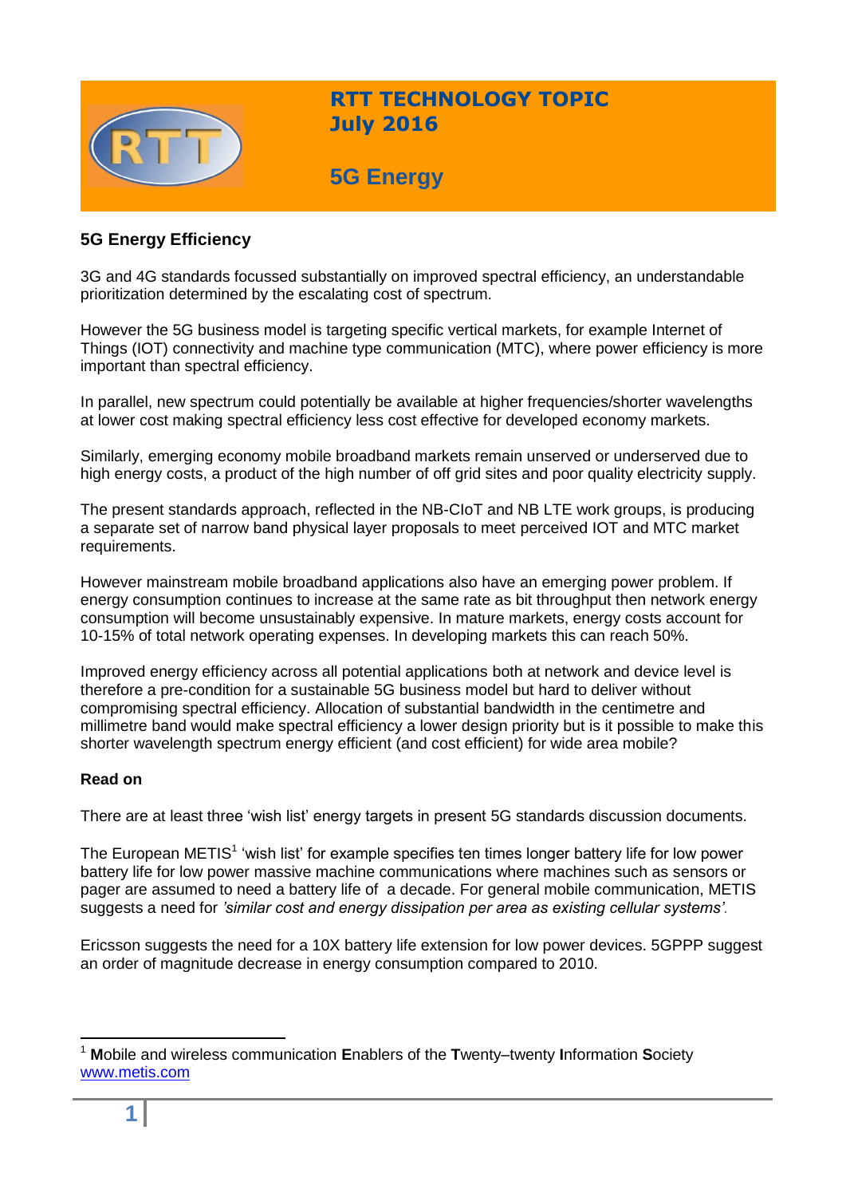# RTT TECHNOLOGY TOPIC
# July 2016

# 5G Energy

## 5G Energy Efficiency

3G and 4G standards focussed substantially on improved spectral efficiency, an understandable prioritization determined by the escalating cost of spectrum.

However the 5G business model is targeting specific vertical markets, for example Internet of Things (IOT) connectivity and machine type communication (MTC), where power efficiency is more important than spectral efficiency.

In parallel, new spectrum could potentially be available at higher frequencies/shorter wavelengths at lower cost making spectral efficiency less cost effective for developed economy markets.

Similarly, emerging economy mobile broadband markets remain unserved or underserved due to high energy costs, a product of the high number of off grid sites and poor quality electricity supply.

The present standards approach, reflected in the NB-CIoT and NB LTE work groups, is producing a separate set of narrow band physical layer proposals to meet perceived IOT and MTC market requirements.

However mainstream mobile broadband applications also have an emerging power problem. If energy consumption continues to increase at the same rate as bit throughput then network energy consumption will become unsustainably expensive. In mature markets, energy costs account for 10-15% of total network operating expenses. In developing markets this can reach 50%.

Improved energy efficiency across all potential applications both at network and device level is therefore a pre-condition for a sustainable 5G business model but hard to deliver without compromising spectral efficiency. Allocation of substantial bandwidth in the centimetre and millimetre band would make spectral efficiency a lower design priority but is it possible to make this shorter wavelength spectrum energy efficient (and cost efficient) for wide area mobile?

**Read on**

There are at least three 'wish list' energy targets in present 5G standards discussion documents.

The European METIS[1] 'wish list' for example specifies ten times longer battery life for low power battery life for low power massive machine communications where machines such as sensors or pager are assumed to need a battery life of a decade. For general mobile communication, METIS suggests a need for *'similar cost and energy dissipation per area as existing cellular systems'.*

Ericsson suggests the need for a 10X battery life extension for low power devices. 5GPPP suggest an order of magnitude decrease in energy consumption compared to 2010.

---

[1] **M**obile and wireless communication **E**nablers of the **T**wenty–twenty **I**nformation **S**ociety www.metis.com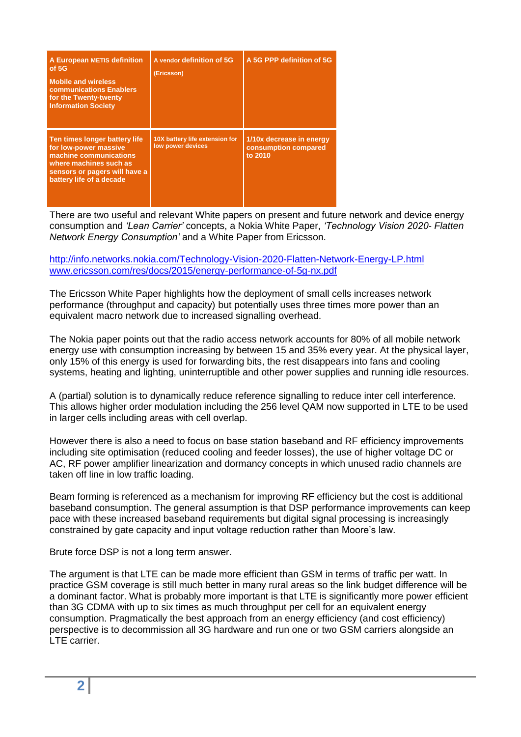| A European METIS definition of 5G<br>Mobile and wireless communications Enablers for the Twenty-twenty Information Society | A vendor definition of 5G<br>(Ericsson) | A 5G PPP definition of 5G |
|---|---|---|
| Ten times longer battery life for low-power massive machine communications where machines such as sensors or pagers will have a battery life of a decade | 10X battery life extension for low power devices | 1/10x decrease in energy consumption compared to 2010 |

There are two useful and relevant White papers on present and future network and device energy consumption and *'Lean Carrier'* concepts, a Nokia White Paper, *'Technology Vision 2020- Flatten Network Energy Consumption'* and a White Paper from Ericsson.

http://info.networks.nokia.com/Technology-Vision-2020-Flatten-Network-Energy-LP.html
www.ericsson.com/res/docs/2015/energy-performance-of-5g-nx.pdf

The Ericsson White Paper highlights how the deployment of small cells increases network performance (throughput and capacity) but potentially uses three times more power than an equivalent macro network due to increased signalling overhead.

The Nokia paper points out that the radio access network accounts for 80% of all mobile network energy use with consumption increasing by between 15 and 35% every year. At the physical layer, only 15% of this energy is used for forwarding bits, the rest disappears into fans and cooling systems, heating and lighting, uninterruptible and other power supplies and running idle resources.

A (partial) solution is to dynamically reduce reference signalling to reduce inter cell interference. This allows higher order modulation including the 256 level QAM now supported in LTE to be used in larger cells including areas with cell overlap.

However there is also a need to focus on base station baseband and RF efficiency improvements including site optimisation (reduced cooling and feeder losses), the use of higher voltage DC or AC, RF power amplifier linearization and dormancy concepts in which unused radio channels are taken off line in low traffic loading.

Beam forming is referenced as a mechanism for improving RF efficiency but the cost is additional baseband consumption. The general assumption is that DSP performance improvements can keep pace with these increased baseband requirements but digital signal processing is increasingly constrained by gate capacity and input voltage reduction rather than Moore's law.

Brute force DSP is not a long term answer.

The argument is that LTE can be made more efficient than GSM in terms of traffic per watt. In practice GSM coverage is still much better in many rural areas so the link budget difference will be a dominant factor. What is probably more important is that LTE is significantly more power efficient than 3G CDMA with up to six times as much throughput per cell for an equivalent energy consumption. Pragmatically the best approach from an energy efficiency (and cost efficiency) perspective is to decommission all 3G hardware and run one or two GSM carriers alongside an LTE carrier.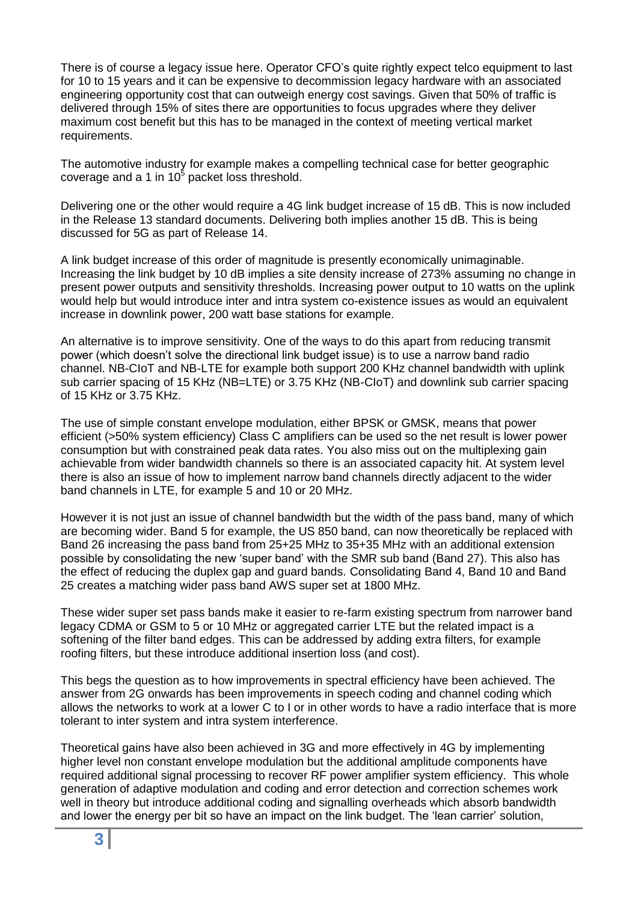There is of course a legacy issue here. Operator CFO's quite rightly expect telco equipment to last for 10 to 15 years and it can be expensive to decommission legacy hardware with an associated engineering opportunity cost that can outweigh energy cost savings. Given that 50% of traffic is delivered through 15% of sites there are opportunities to focus upgrades where they deliver maximum cost benefit but this has to be managed in the context of meeting vertical market requirements.

The automotive industry for example makes a compelling technical case for better geographic coverage and a 1 in $10^5$ packet loss threshold.

Delivering one or the other would require a 4G link budget increase of 15 dB. This is now included in the Release 13 standard documents. Delivering both implies another 15 dB. This is being discussed for 5G as part of Release 14.

A link budget increase of this order of magnitude is presently economically unimaginable. Increasing the link budget by 10 dB implies a site density increase of 273% assuming no change in present power outputs and sensitivity thresholds. Increasing power output to 10 watts on the uplink would help but would introduce inter and intra system co-existence issues as would an equivalent increase in downlink power, 200 watt base stations for example.

An alternative is to improve sensitivity. One of the ways to do this apart from reducing transmit power (which doesn't solve the directional link budget issue) is to use a narrow band radio channel. NB-CIoT and NB-LTE for example both support 200 KHz channel bandwidth with uplink sub carrier spacing of 15 KHz (NB=LTE) or 3.75 KHz (NB-CIoT) and downlink sub carrier spacing of 15 KHz or 3.75 KHz.

The use of simple constant envelope modulation, either BPSK or GMSK, means that power efficient (>50% system efficiency) Class C amplifiers can be used so the net result is lower power consumption but with constrained peak data rates. You also miss out on the multiplexing gain achievable from wider bandwidth channels so there is an associated capacity hit. At system level there is also an issue of how to implement narrow band channels directly adjacent to the wider band channels in LTE, for example 5 and 10 or 20 MHz.

However it is not just an issue of channel bandwidth but the width of the pass band, many of which are becoming wider. Band 5 for example, the US 850 band, can now theoretically be replaced with Band 26 increasing the pass band from 25+25 MHz to 35+35 MHz with an additional extension possible by consolidating the new 'super band' with the SMR sub band (Band 27). This also has the effect of reducing the duplex gap and guard bands. Consolidating Band 4, Band 10 and Band 25 creates a matching wider pass band AWS super set at 1800 MHz.

These wider super set pass bands make it easier to re-farm existing spectrum from narrower band legacy CDMA or GSM to 5 or 10 MHz or aggregated carrier LTE but the related impact is a softening of the filter band edges. This can be addressed by adding extra filters, for example roofing filters, but these introduce additional insertion loss (and cost).

This begs the question as to how improvements in spectral efficiency have been achieved. The answer from 2G onwards has been improvements in speech coding and channel coding which allows the networks to work at a lower C to I or in other words to have a radio interface that is more tolerant to inter system and intra system interference.

Theoretical gains have also been achieved in 3G and more effectively in 4G by implementing higher level non constant envelope modulation but the additional amplitude components have required additional signal processing to recover RF power amplifier system efficiency. This whole generation of adaptive modulation and coding and error detection and correction schemes work well in theory but introduce additional coding and signalling overheads which absorb bandwidth and lower the energy per bit so have an impact on the link budget. The 'lean carrier' solution,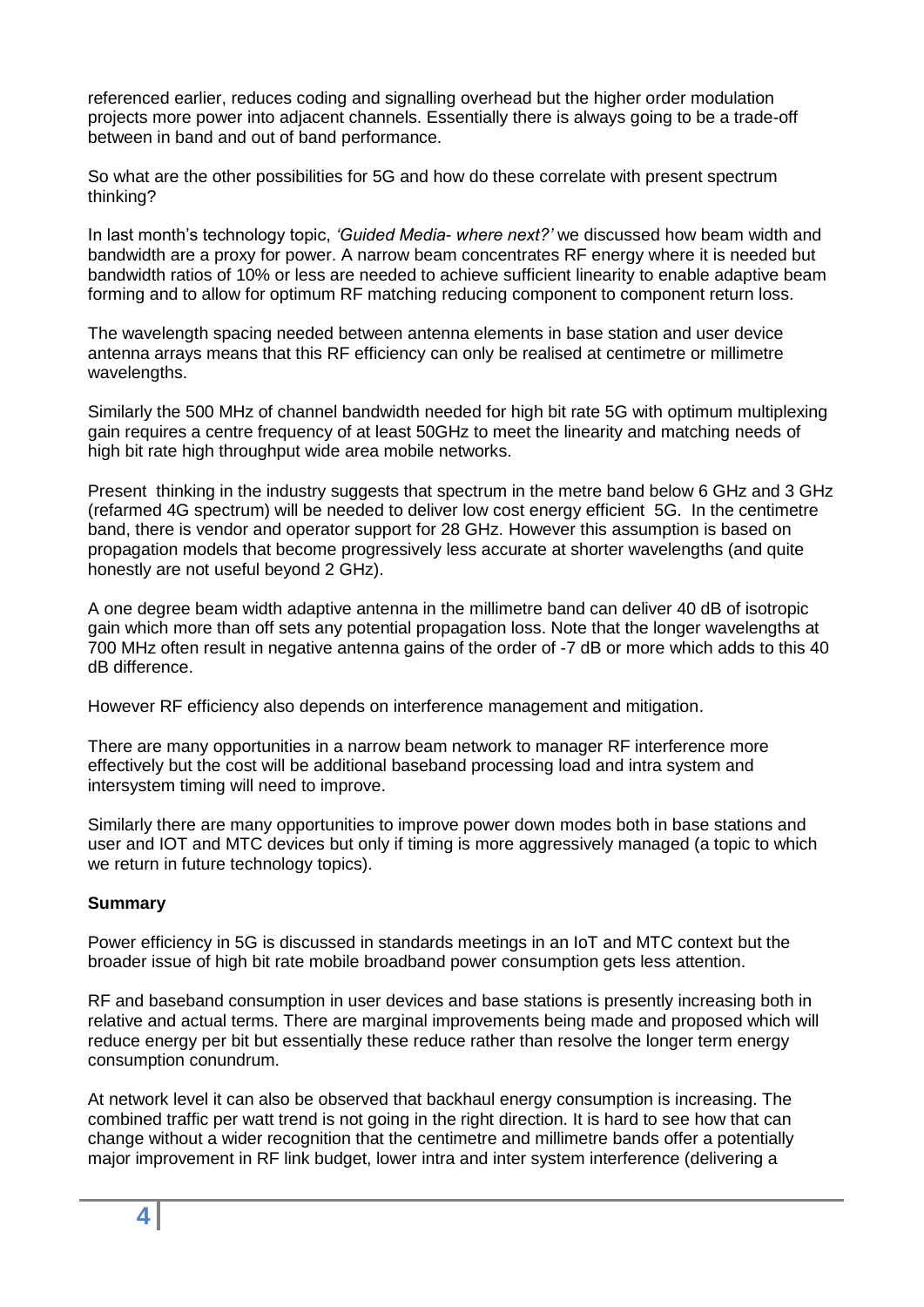referenced earlier, reduces coding and signalling overhead but the higher order modulation projects more power into adjacent channels. Essentially there is always going to be a trade-off between in band and out of band performance.

So what are the other possibilities for 5G and how do these correlate with present spectrum thinking?

In last month's technology topic, *'Guided Media- where next?'* we discussed how beam width and bandwidth are a proxy for power. A narrow beam concentrates RF energy where it is needed but bandwidth ratios of 10% or less are needed to achieve sufficient linearity to enable adaptive beam forming and to allow for optimum RF matching reducing component to component return loss.

The wavelength spacing needed between antenna elements in base station and user device antenna arrays means that this RF efficiency can only be realised at centimetre or millimetre wavelengths.

Similarly the 500 MHz of channel bandwidth needed for high bit rate 5G with optimum multiplexing gain requires a centre frequency of at least 50GHz to meet the linearity and matching needs of high bit rate high throughput wide area mobile networks.

Present thinking in the industry suggests that spectrum in the metre band below 6 GHz and 3 GHz (refarmed 4G spectrum) will be needed to deliver low cost energy efficient 5G. In the centimetre band, there is vendor and operator support for 28 GHz. However this assumption is based on propagation models that become progressively less accurate at shorter wavelengths (and quite honestly are not useful beyond 2 GHz).

A one degree beam width adaptive antenna in the millimetre band can deliver 40 dB of isotropic gain which more than off sets any potential propagation loss. Note that the longer wavelengths at 700 MHz often result in negative antenna gains of the order of -7 dB or more which adds to this 40 dB difference.

However RF efficiency also depends on interference management and mitigation.

There are many opportunities in a narrow beam network to manager RF interference more effectively but the cost will be additional baseband processing load and intra system and intersystem timing will need to improve.

Similarly there are many opportunities to improve power down modes both in base stations and user and IOT and MTC devices but only if timing is more aggressively managed (a topic to which we return in future technology topics).

**Summary**

Power efficiency in 5G is discussed in standards meetings in an IoT and MTC context but the broader issue of high bit rate mobile broadband power consumption gets less attention.

RF and baseband consumption in user devices and base stations is presently increasing both in relative and actual terms. There are marginal improvements being made and proposed which will reduce energy per bit but essentially these reduce rather than resolve the longer term energy consumption conundrum.

At network level it can also be observed that backhaul energy consumption is increasing. The combined traffic per watt trend is not going in the right direction. It is hard to see how that can change without a wider recognition that the centimetre and millimetre bands offer a potentially major improvement in RF link budget, lower intra and inter system interference (delivering a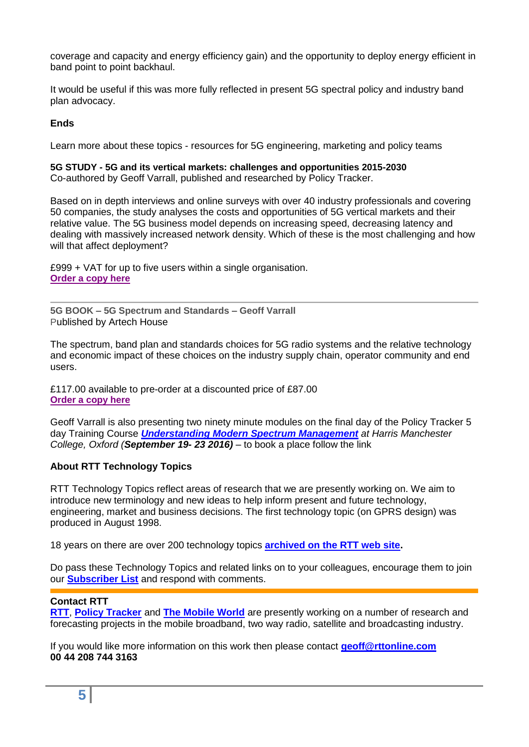coverage and capacity and energy efficiency gain) and the opportunity to deploy energy efficient in band point to point backhaul.

It would be useful if this was more fully reflected in present 5G spectral policy and industry band plan advocacy.

**Ends**

Learn more about these topics - resources for 5G engineering, marketing and policy teams

**5G STUDY - 5G and its vertical markets: challenges and opportunities 2015-2030**
Co-authored by Geoff Varrall, published and researched by Policy Tracker.

Based on in depth interviews and online surveys with over 40 industry professionals and covering 50 companies, the study analyses the costs and opportunities of 5G vertical markets and their relative value. The 5G business model depends on increasing speed, decreasing latency and dealing with massively increased network density. Which of these is the most challenging and how will that affect deployment?

£999 + VAT for up to five users within a single organisation.
**Order a copy here**

---

**5G BOOK – 5G Spectrum and Standards – Geoff Varrall**
Published by Artech House

The spectrum, band plan and standards choices for 5G radio systems and the relative technology and economic impact of these choices on the industry supply chain, operator community and end users.

£117.00 available to pre-order at a discounted price of £87.00
**Order a copy here**

Geoff Varrall is also presenting two ninety minute modules on the final day of the Policy Tracker 5 day Training Course ***Understanding Modern Spectrum Management*** *at Harris Manchester College, Oxford (**September 19- 23 2016)*** – to book a place follow the link

**About RTT Technology Topics**

RTT Technology Topics reflect areas of research that we are presently working on. We aim to introduce new terminology and new ideas to help inform present and future technology, engineering, market and business decisions. The first technology topic (on GPRS design) was produced in August 1998.

18 years on there are over 200 technology topics **archived on the RTT web site.**

Do pass these Technology Topics and related links on to your colleagues, encourage them to join our **Subscriber List** and respond with comments.

---

**Contact RTT**
**RTT**, **Policy Tracker** and **The Mobile World** are presently working on a number of research and forecasting projects in the mobile broadband, two way radio, satellite and broadcasting industry.

If you would like more information on this work then please contact **geoff@rttonline.com**
**00 44 208 744 3163**